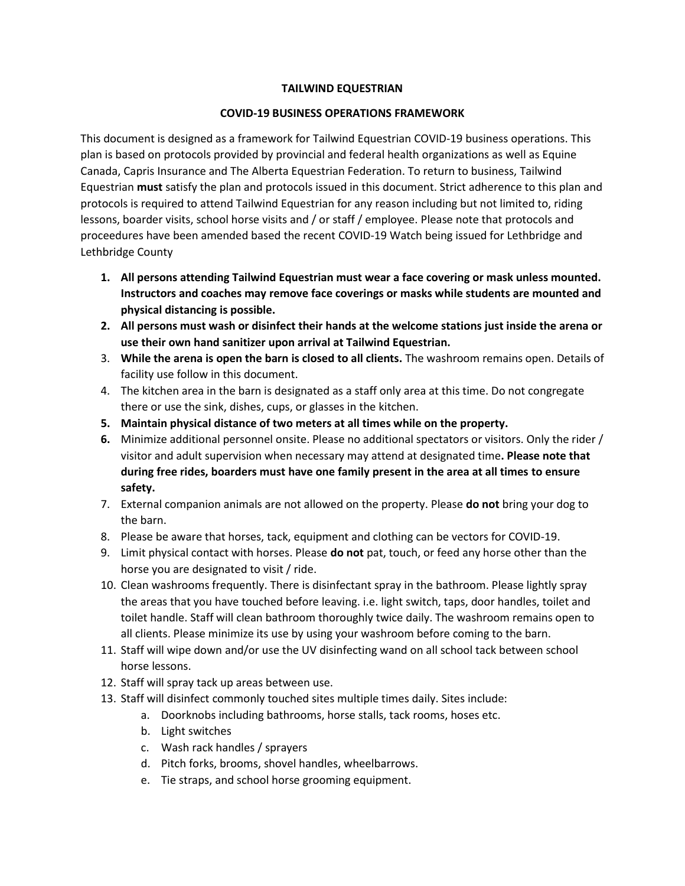# TAILWIND EQUESTRIAN

## COVID-19 BUSINESS OPERATIONS FRAMEWORK

This document is designed as a framework for Tailwind Equestrian COVID-19 business operations. This plan is based on protocols provided by provincial and federal health organizations as well as Equine Canada, Capris Insurance and The Alberta Equestrian Federation. To return to business, Tailwind Equestrian **must** satisfy the plan and protocols issued in this document. Strict adherence to this plan and protocols is required to attend Tailwind Equestrian for any reason including but not limited to, riding lessons, boarder visits, school horse visits and / or staff / employee. Please note that protocols and proceedures have been amended based the recent COVID-19 Watch being issued for Lethbridge and Lethbridge County

1. **All persons attending Tailwind Equestrian must wear a face covering or mask unless mounted. Instructors and coaches may remove face coverings or masks while students are mounted and physical distancing is possible.**
2. **All persons must wash or disinfect their hands at the welcome stations just inside the arena or use their own hand sanitizer upon arrival at Tailwind Equestrian.**
3. **While the arena is open the barn is closed to all clients.** The washroom remains open. Details of facility use follow in this document.
4. The kitchen area in the barn is designated as a staff only area at this time. Do not congregate there or use the sink, dishes, cups, or glasses in the kitchen.
5. **Maintain physical distance of two meters at all times while on the property.**
6. Minimize additional personnel onsite. Please no additional spectators or visitors. Only the rider / visitor and adult supervision when necessary may attend at designated time**. Please note that during free rides, boarders must have one family present in the area at all times to ensure safety.**
7. External companion animals are not allowed on the property. Please **do not** bring your dog to the barn.
8. Please be aware that horses, tack, equipment and clothing can be vectors for COVID-19.
9. Limit physical contact with horses. Please **do not** pat, touch, or feed any horse other than the horse you are designated to visit / ride.
10. Clean washrooms frequently. There is disinfectant spray in the bathroom. Please lightly spray the areas that you have touched before leaving. i.e. light switch, taps, door handles, toilet and toilet handle. Staff will clean bathroom thoroughly twice daily. The washroom remains open to all clients. Please minimize its use by using your washroom before coming to the barn.
11. Staff will wipe down and/or use the UV disinfecting wand on all school tack between school horse lessons.
12. Staff will spray tack up areas between use.
13. Staff will disinfect commonly touched sites multiple times daily. Sites include:
    a. Doorknobs including bathrooms, horse stalls, tack rooms, hoses etc.
    b. Light switches
    c. Wash rack handles / sprayers
    d. Pitch forks, brooms, shovel handles, wheelbarrows.
    e. Tie straps, and school horse grooming equipment.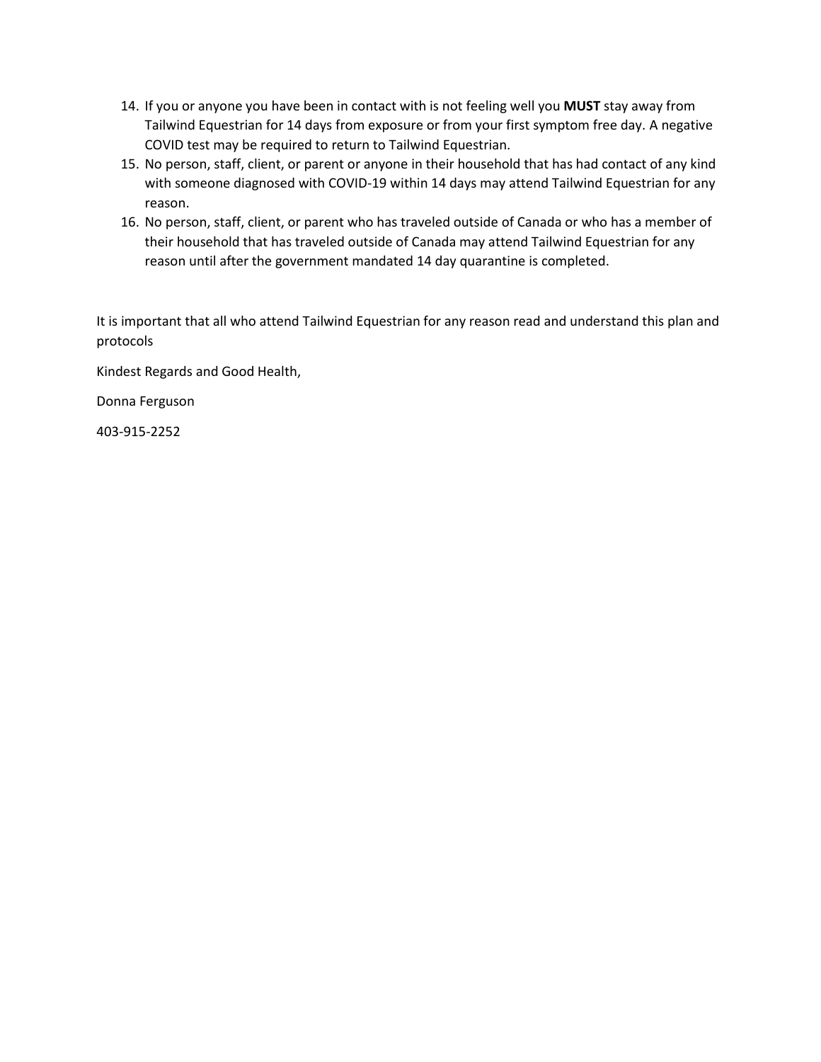14. If you or anyone you have been in contact with is not feeling well you **MUST** stay away from Tailwind Equestrian for 14 days from exposure or from your first symptom free day. A negative COVID test may be required to return to Tailwind Equestrian.
15. No person, staff, client, or parent or anyone in their household that has had contact of any kind with someone diagnosed with COVID-19 within 14 days may attend Tailwind Equestrian for any reason.
16. No person, staff, client, or parent who has traveled outside of Canada or who has a member of their household that has traveled outside of Canada may attend Tailwind Equestrian for any reason until after the government mandated 14 day quarantine is completed.

It is important that all who attend Tailwind Equestrian for any reason read and understand this plan and protocols

Kindest Regards and Good Health,

Donna Ferguson

403-915-2252